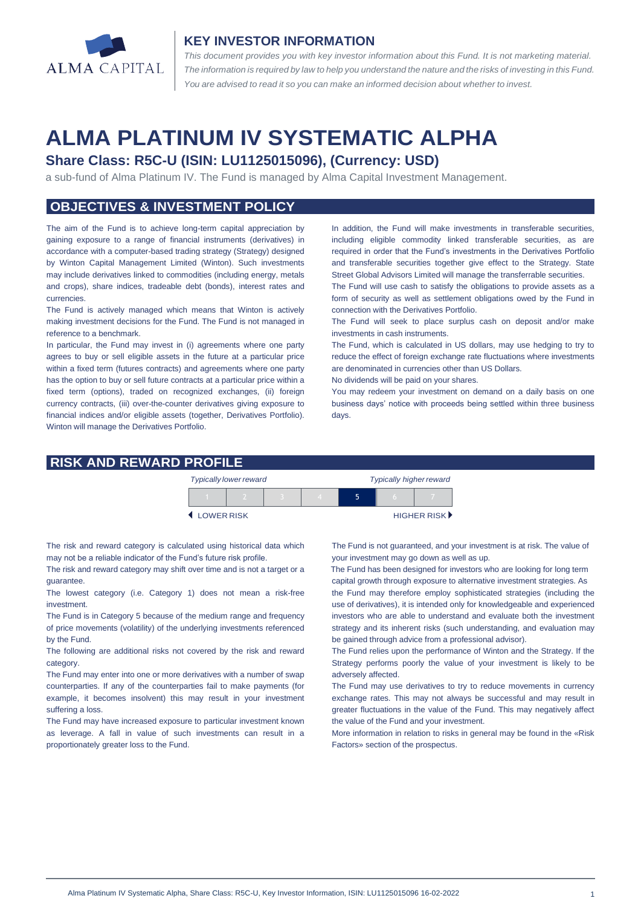ALMA CAPITAL

## KEY INVESTOR INFORMATION

*This document provides you with key investor information about this Fund. It is not marketing material. The information is required by law to help you understand the nature and the risks of investing in this Fund. You are advised to read it so you can make an informed decision about whether to invest.*

# ALMA PLATINUM IV SYSTEMATIC ALPHA

### Share Class: R5C-U (ISIN: LU1125015096), (Currency: USD)

a sub-fund of Alma Platinum IV. The Fund is managed by Alma Capital Investment Management.

## OBJECTIVES & INVESTMENT POLICY

The aim of the Fund is to achieve long-term capital appreciation by gaining exposure to a range of financial instruments (derivatives) in accordance with a computer-based trading strategy (Strategy) designed by Winton Capital Management Limited (Winton). Such investments may include derivatives linked to commodities (including energy, metals and crops), share indices, tradeable debt (bonds), interest rates and currencies.

The Fund is actively managed which means that Winton is actively making investment decisions for the Fund. The Fund is not managed in reference to a benchmark.

In particular, the Fund may invest in (i) agreements where one party agrees to buy or sell eligible assets in the future at a particular price within a fixed term (futures contracts) and agreements where one party has the option to buy or sell future contracts at a particular price within a fixed term (options), traded on recognized exchanges, (ii) foreign currency contracts, (iii) over-the-counter derivatives giving exposure to financial indices and/or eligible assets (together, Derivatives Portfolio). Winton will manage the Derivatives Portfolio.

In addition, the Fund will make investments in transferable securities, including eligible commodity linked transferable securities, as are required in order that the Fund's investments in the Derivatives Portfolio and transferable securities together give effect to the Strategy. State Street Global Advisors Limited will manage the transferrable securities.

The Fund will use cash to satisfy the obligations to provide assets as a form of security as well as settlement obligations owed by the Fund in connection with the Derivatives Portfolio.

The Fund will seek to place surplus cash on deposit and/or make investments in cash instruments.

The Fund, which is calculated in US dollars, may use hedging to try to reduce the effect of foreign exchange rate fluctuations where investments are denominated in currencies other than US Dollars.

No dividends will be paid on your shares.

You may redeem your investment on demand on a daily basis on one business days' notice with proceeds being settled within three business days.

## RISK AND REWARD PROFILE

*Typically lower reward* — *Typically higher reward*

| 1 | 2 | 3 | 4 | **5** | 6 | 7 |
|---|---|---|---|---|---|---|

LOWER RISK — HIGHER RISK

The risk and reward category is calculated using historical data which may not be a reliable indicator of the Fund's future risk profile.

The risk and reward category may shift over time and is not a target or a guarantee.

The lowest category (i.e. Category 1) does not mean a risk-free investment.

The Fund is in Category 5 because of the medium range and frequency of price movements (volatility) of the underlying investments referenced by the Fund.

The following are additional risks not covered by the risk and reward category.

The Fund may enter into one or more derivatives with a number of swap counterparties. If any of the counterparties fail to make payments (for example, it becomes insolvent) this may result in your investment suffering a loss.

The Fund may have increased exposure to particular investment known as leverage. A fall in value of such investments can result in a proportionately greater loss to the Fund.

The Fund is not guaranteed, and your investment is at risk. The value of your investment may go down as well as up.

The Fund has been designed for investors who are looking for long term capital growth through exposure to alternative investment strategies. As the Fund may therefore employ sophisticated strategies (including the use of derivatives), it is intended only for knowledgeable and experienced investors who are able to understand and evaluate both the investment strategy and its inherent risks (such understanding, and evaluation may be gained through advice from a professional advisor).

The Fund relies upon the performance of Winton and the Strategy. If the Strategy performs poorly the value of your investment is likely to be adversely affected.

The Fund may use derivatives to try to reduce movements in currency exchange rates. This may not always be successful and may result in greater fluctuations in the value of the Fund. This may negatively affect the value of the Fund and your investment.

More information in relation to risks in general may be found in the «Risk Factors» section of the prospectus.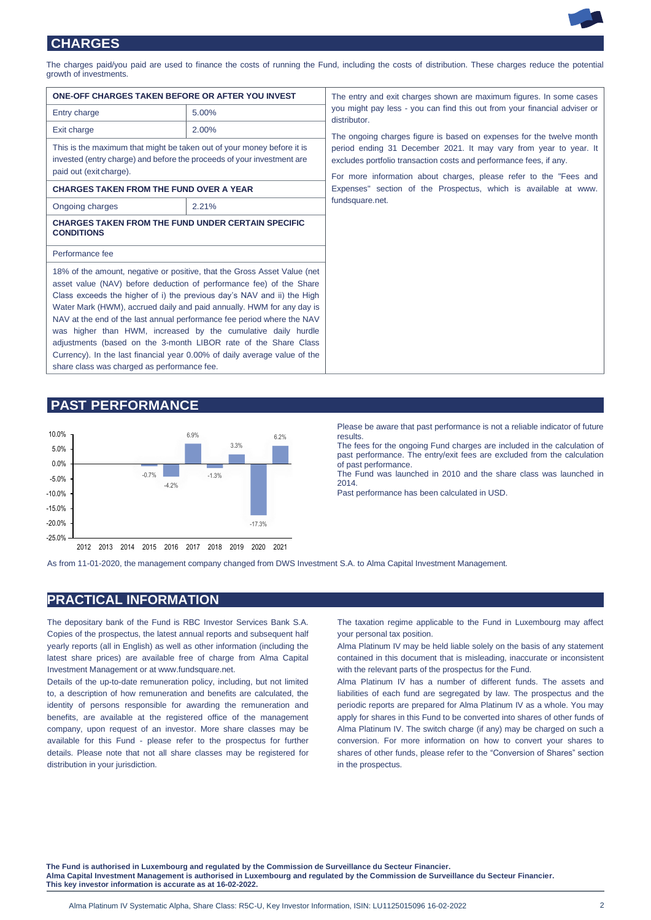## CHARGES

The charges paid/you paid are used to finance the costs of running the Fund, including the costs of distribution. These charges reduce the potential growth of investments.

| ONE-OFF CHARGES TAKEN BEFORE OR AFTER YOU INVEST | |
|---|---|
| Entry charge | 5.00% |
| Exit charge | 2.00% |
| This is the maximum that might be taken out of your money before it is invested (entry charge) and before the proceeds of your investment are paid out (exit charge). | |
| **CHARGES TAKEN FROM THE FUND OVER A YEAR** | |
| Ongoing charges | 2.21% |
| **CHARGES TAKEN FROM THE FUND UNDER CERTAIN SPECIFIC CONDITIONS** | |
| Performance fee | |
| 18% of the amount, negative or positive, that the Gross Asset Value (net asset value (NAV) before deduction of performance fee) of the Share Class exceeds the higher of i) the previous day's NAV and ii) the High Water Mark (HWM), accrued daily and paid annually. HWM for any day is NAV at the end of the last annual performance fee period where the NAV was higher than HWM, increased by the cumulative daily hurdle adjustments (based on the 3-month LIBOR rate of the Share Class Currency). In the last financial year 0.00% of daily average value of the share class was charged as performance fee. | |

The entry and exit charges shown are maximum figures. In some cases you might pay less - you can find this out from your financial adviser or distributor.

The ongoing charges figure is based on expenses for the twelve month period ending 31 December 2021. It may vary from year to year. It excludes portfolio transaction costs and performance fees, if any.

For more information about charges, please refer to the "Fees and Expenses" section of the Prospectus, which is available at www. fundsquare.net.

## PAST PERFORMANCE

10.0%
5.0%
0.0%
-5.0%
-10.0%
-15.0%
-20.0%
-25.0%

-0.7%
-4.2%
6.9%
-1.3%
3.3%
-17.3%
6.2%

2012 2013 2014 2015 2016 2017 2018 2019 2020 2021

Please be aware that past performance is not a reliable indicator of future results.
The fees for the ongoing Fund charges are included in the calculation of past performance. The entry/exit fees are excluded from the calculation of past performance.
The Fund was launched in 2010 and the share class was launched in 2014.
Past performance has been calculated in USD.

As from 11-01-2020, the management company changed from DWS Investment S.A. to Alma Capital Investment Management.

## PRACTICAL INFORMATION

The depositary bank of the Fund is RBC Investor Services Bank S.A. Copies of the prospectus, the latest annual reports and subsequent half yearly reports (all in English) as well as other information (including the latest share prices) are available free of charge from Alma Capital Investment Management or at www.fundsquare.net.

Details of the up-to-date remuneration policy, including, but not limited to, a description of how remuneration and benefits are calculated, the identity of persons responsible for awarding the remuneration and benefits, are available at the registered office of the management company, upon request of an investor. More share classes may be available for this Fund - please refer to the prospectus for further details. Please note that not all share classes may be registered for distribution in your jurisdiction.

The taxation regime applicable to the Fund in Luxembourg may affect your personal tax position.

Alma Platinum IV may be held liable solely on the basis of any statement contained in this document that is misleading, inaccurate or inconsistent with the relevant parts of the prospectus for the Fund.

Alma Platinum IV has a number of different funds. The assets and liabilities of each fund are segregated by law. The prospectus and the periodic reports are prepared for Alma Platinum IV as a whole. You may apply for shares in this Fund to be converted into shares of other funds of Alma Platinum IV. The switch charge (if any) may be charged on such a conversion. For more information on how to convert your shares to shares of other funds, please refer to the "Conversion of Shares" section in the prospectus.

**The Fund is authorised in Luxembourg and regulated by the Commission de Surveillance du Secteur Financier.**
**Alma Capital Investment Management is authorised in Luxembourg and regulated by the Commission de Surveillance du Secteur Financier.**
**This key investor information is accurate as at 16-02-2022.**